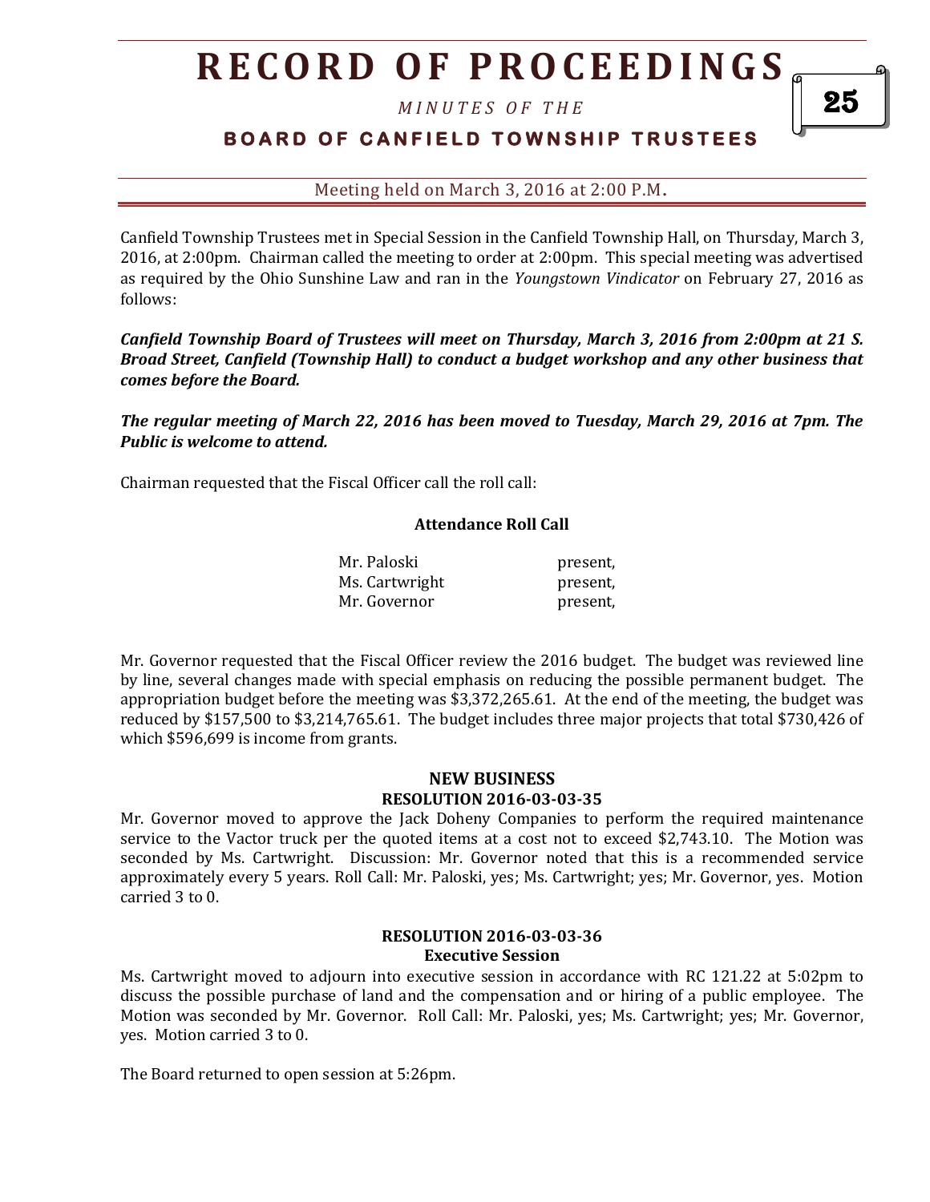# RECORD OF PROCEEDINGS

*MINUTES OF THE*

## BOARD OF CANFIELD TOWNSHIP TRUSTEES

Meeting held on March 3, 2016 at 2:00 P.M.

Canfield Township Trustees met in Special Session in the Canfield Township Hall, on Thursday, March 3, 2016, at 2:00pm. Chairman called the meeting to order at 2:00pm. This special meeting was advertised as required by the Ohio Sunshine Law and ran in the *Youngstown Vindicator* on February 27, 2016 as follows:

***Canfield Township Board of Trustees will meet on Thursday, March 3, 2016 from 2:00pm at 21 S. Broad Street, Canfield (Township Hall) to conduct a budget workshop and any other business that comes before the Board.***

***The regular meeting of March 22, 2016 has been moved to Tuesday, March 29, 2016 at 7pm. The Public is welcome to attend.***

Chairman requested that the Fiscal Officer call the roll call:

**Attendance Roll Call**

| | |
|---|---|
| Mr. Paloski | present, |
| Ms. Cartwright | present, |
| Mr. Governor | present, |

Mr. Governor requested that the Fiscal Officer review the 2016 budget. The budget was reviewed line by line, several changes made with special emphasis on reducing the possible permanent budget. The appropriation budget before the meeting was $3,372,265.61. At the end of the meeting, the budget was reduced by $157,500 to $3,214,765.61. The budget includes three major projects that total $730,426 of which $596,699 is income from grants.

**NEW BUSINESS**

**RESOLUTION 2016-03-03-35**

Mr. Governor moved to approve the Jack Doheny Companies to perform the required maintenance service to the Vactor truck per the quoted items at a cost not to exceed $2,743.10. The Motion was seconded by Ms. Cartwright. Discussion: Mr. Governor noted that this is a recommended service approximately every 5 years. Roll Call: Mr. Paloski, yes; Ms. Cartwright; yes; Mr. Governor, yes. Motion carried 3 to 0.

**RESOLUTION 2016-03-03-36**

**Executive Session**

Ms. Cartwright moved to adjourn into executive session in accordance with RC 121.22 at 5:02pm to discuss the possible purchase of land and the compensation and or hiring of a public employee. The Motion was seconded by Mr. Governor. Roll Call: Mr. Paloski, yes; Ms. Cartwright; yes; Mr. Governor, yes. Motion carried 3 to 0.

The Board returned to open session at 5:26pm.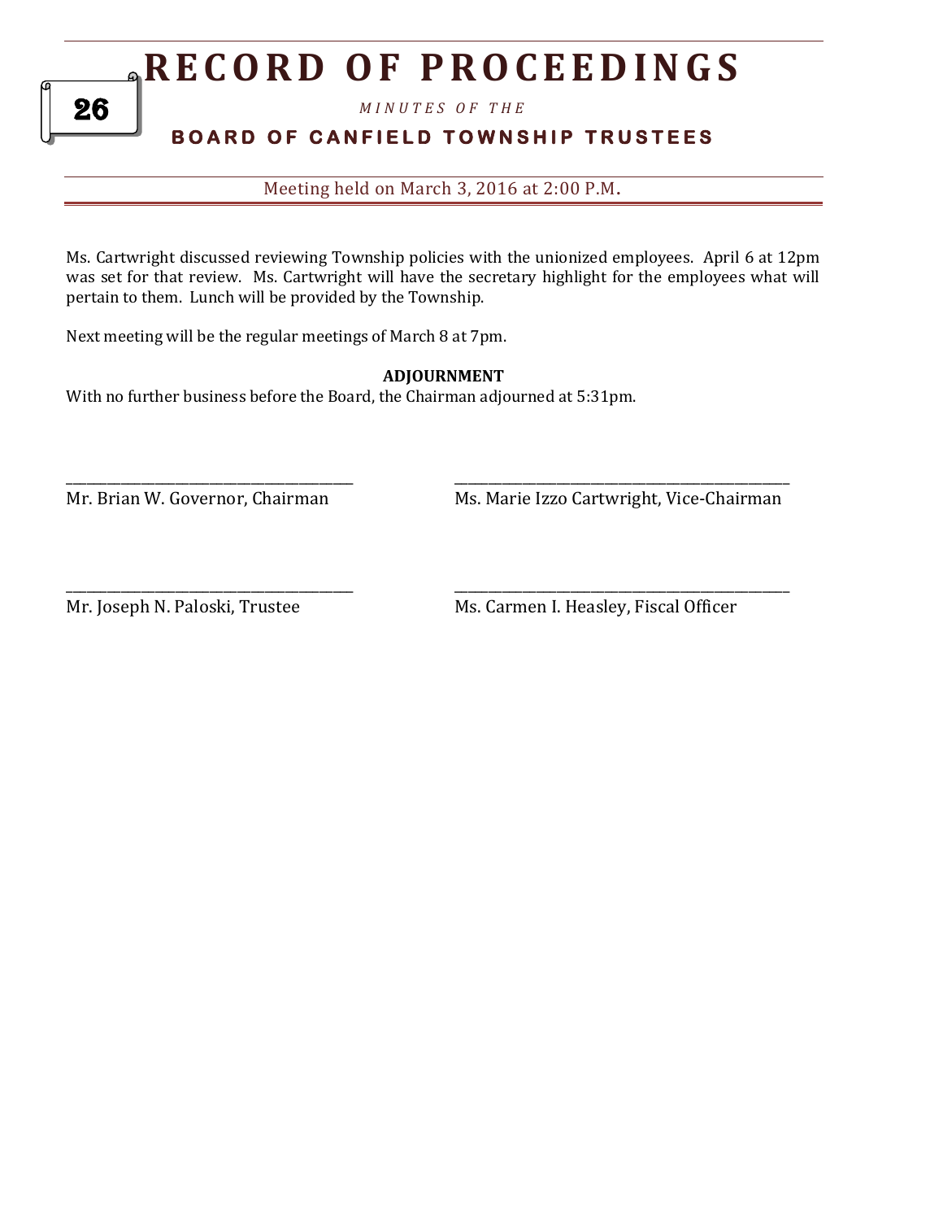Ms. Cartwright discussed reviewing Township policies with the unionized employees. April 6 at 12pm was set for that review. Ms. Cartwright will have the secretary highlight for the employees what will pertain to them. Lunch will be provided by the Township.

Next meeting will be the regular meetings of March 8 at 7pm.

**ADJOURNMENT**

With no further business before the Board, the Chairman adjourned at 5:31pm.

| | |
|---|---|
| ______________________________ | ______________________________ |
| Mr. Brian W. Governor, Chairman | Ms. Marie Izzo Cartwright, Vice-Chairman |
| ______________________________ | ______________________________ |
| Mr. Joseph N. Paloski, Trustee | Ms. Carmen I. Heasley, Fiscal Officer |